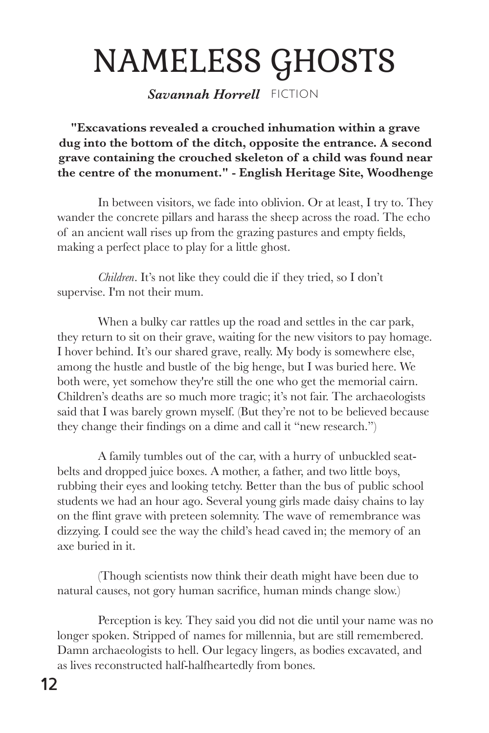# NAMELESS GHOSTS

***Savannah Horrell*** FICTION

**"Excavations revealed a crouched inhumation within a grave dug into the bottom of the ditch, opposite the entrance. A second grave containing the crouched skeleton of a child was found near the centre of the monument." - English Heritage Site, Woodhenge**

In between visitors, we fade into oblivion. Or at least, I try to. They wander the concrete pillars and harass the sheep across the road. The echo of an ancient wall rises up from the grazing pastures and empty fields, making a perfect place to play for a little ghost.

*Children*. It's not like they could die if they tried, so I don't supervise. I'm not their mum.

When a bulky car rattles up the road and settles in the car park, they return to sit on their grave, waiting for the new visitors to pay homage. I hover behind. It's our shared grave, really. My body is somewhere else, among the hustle and bustle of the big henge, but I was buried here. We both were, yet somehow they're still the one who get the memorial cairn. Children's deaths are so much more tragic; it's not fair. The archaeologists said that I was barely grown myself. (But they're not to be believed because they change their findings on a dime and call it "new research.")

A family tumbles out of the car, with a hurry of unbuckled seat-belts and dropped juice boxes. A mother, a father, and two little boys, rubbing their eyes and looking tetchy. Better than the bus of public school students we had an hour ago. Several young girls made daisy chains to lay on the flint grave with preteen solemnity. The wave of remembrance was dizzying. I could see the way the child's head caved in; the memory of an axe buried in it.

(Though scientists now think their death might have been due to natural causes, not gory human sacrifice, human minds change slow.)

Perception is key. They said you did not die until your name was no longer spoken. Stripped of names for millennia, but are still remembered. Damn archaeologists to hell. Our legacy lingers, as bodies excavated, and as lives reconstructed half-halfheartedly from bones.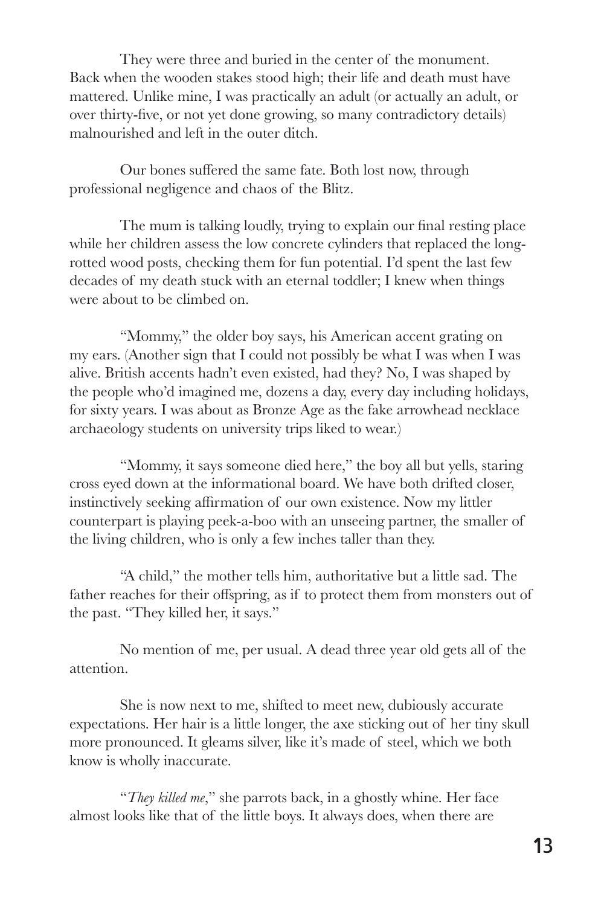They were three and buried in the center of the monument. Back when the wooden stakes stood high; their life and death must have mattered. Unlike mine, I was practically an adult (or actually an adult, or over thirty-five, or not yet done growing, so many contradictory details) malnourished and left in the outer ditch.

Our bones suffered the same fate. Both lost now, through professional negligence and chaos of the Blitz.

The mum is talking loudly, trying to explain our final resting place while her children assess the low concrete cylinders that replaced the long-rotted wood posts, checking them for fun potential. I'd spent the last few decades of my death stuck with an eternal toddler; I knew when things were about to be climbed on.

"Mommy," the older boy says, his American accent grating on my ears. (Another sign that I could not possibly be what I was when I was alive. British accents hadn't even existed, had they? No, I was shaped by the people who'd imagined me, dozens a day, every day including holidays, for sixty years. I was about as Bronze Age as the fake arrowhead necklace archaeology students on university trips liked to wear.)

"Mommy, it says someone died here," the boy all but yells, staring cross eyed down at the informational board. We have both drifted closer, instinctively seeking affirmation of our own existence. Now my littler counterpart is playing peek-a-boo with an unseeing partner, the smaller of the living children, who is only a few inches taller than they.

"A child," the mother tells him, authoritative but a little sad. The father reaches for their offspring, as if to protect them from monsters out of the past. "They killed her, it says."

No mention of me, per usual. A dead three year old gets all of the attention.

She is now next to me, shifted to meet new, dubiously accurate expectations. Her hair is a little longer, the axe sticking out of her tiny skull more pronounced. It gleams silver, like it's made of steel, which we both know is wholly inaccurate.

"*They killed me*," she parrots back, in a ghostly whine. Her face almost looks like that of the little boys. It always does, when there are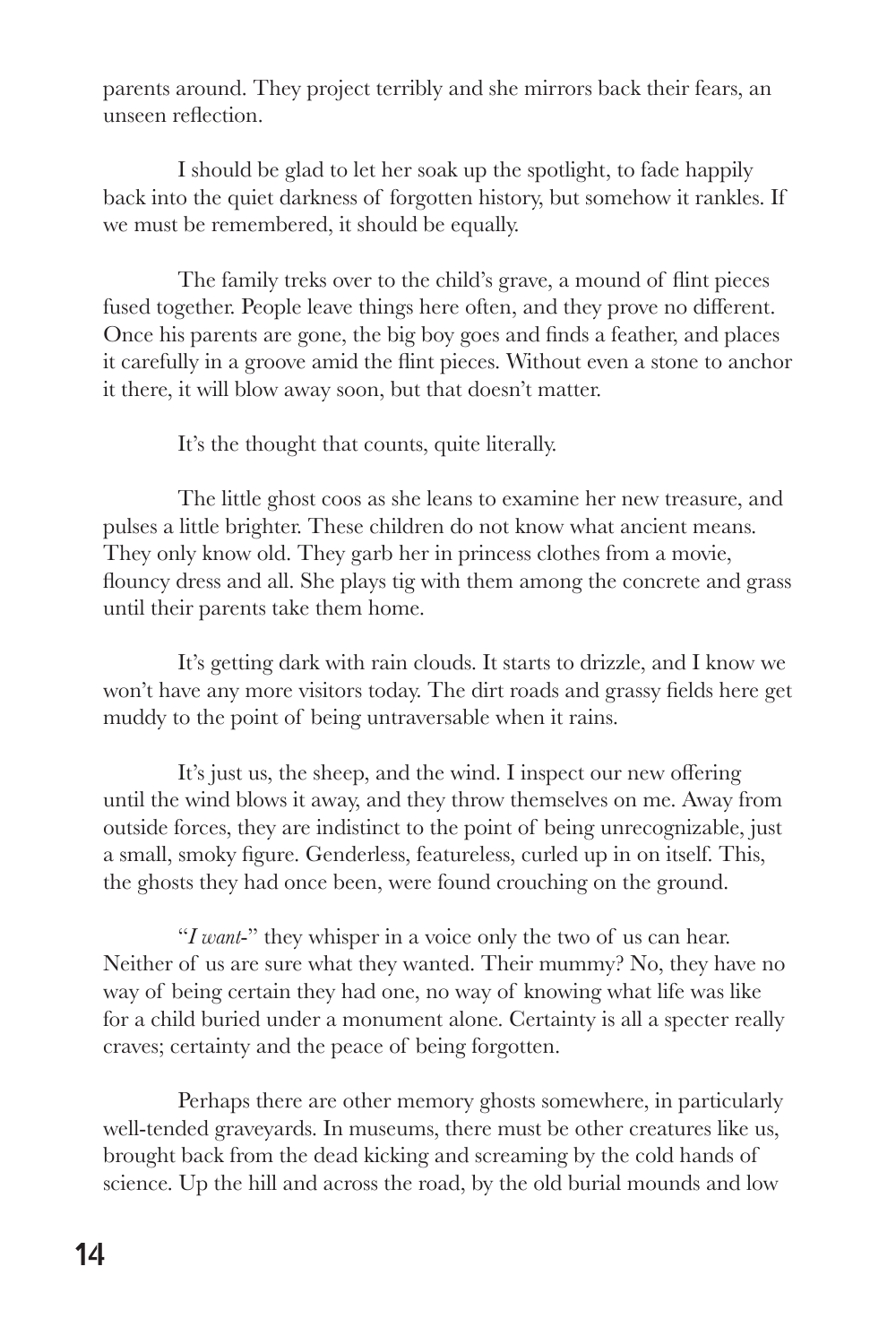parents around. They project terribly and she mirrors back their fears, an unseen reflection.

I should be glad to let her soak up the spotlight, to fade happily back into the quiet darkness of forgotten history, but somehow it rankles. If we must be remembered, it should be equally.

The family treks over to the child's grave, a mound of flint pieces fused together. People leave things here often, and they prove no different. Once his parents are gone, the big boy goes and finds a feather, and places it carefully in a groove amid the flint pieces. Without even a stone to anchor it there, it will blow away soon, but that doesn't matter.

It's the thought that counts, quite literally.

The little ghost coos as she leans to examine her new treasure, and pulses a little brighter. These children do not know what ancient means. They only know old. They garb her in princess clothes from a movie, flouncy dress and all. She plays tig with them among the concrete and grass until their parents take them home.

It's getting dark with rain clouds. It starts to drizzle, and I know we won't have any more visitors today. The dirt roads and grassy fields here get muddy to the point of being untraversable when it rains.

It's just us, the sheep, and the wind. I inspect our new offering until the wind blows it away, and they throw themselves on me. Away from outside forces, they are indistinct to the point of being unrecognizable, just a small, smoky figure. Genderless, featureless, curled up in on itself. This, the ghosts they had once been, were found crouching on the ground.

"*I want-*" they whisper in a voice only the two of us can hear. Neither of us are sure what they wanted. Their mummy? No, they have no way of being certain they had one, no way of knowing what life was like for a child buried under a monument alone. Certainty is all a specter really craves; certainty and the peace of being forgotten.

Perhaps there are other memory ghosts somewhere, in particularly well-tended graveyards. In museums, there must be other creatures like us, brought back from the dead kicking and screaming by the cold hands of science. Up the hill and across the road, by the old burial mounds and low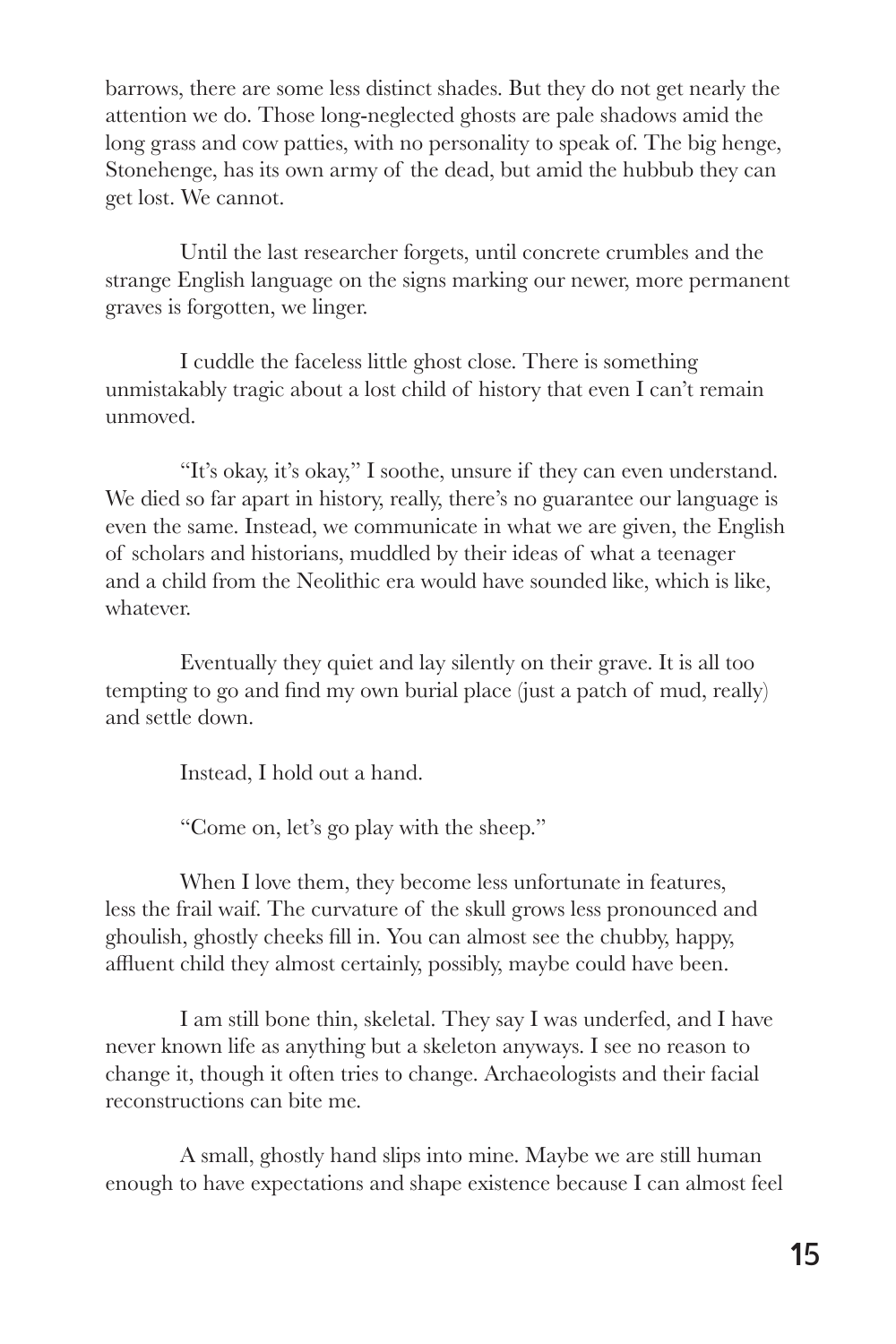barrows, there are some less distinct shades. But they do not get nearly the attention we do. Those long-neglected ghosts are pale shadows amid the long grass and cow patties, with no personality to speak of. The big henge, Stonehenge, has its own army of the dead, but amid the hubbub they can get lost. We cannot.

Until the last researcher forgets, until concrete crumbles and the strange English language on the signs marking our newer, more permanent graves is forgotten, we linger.

I cuddle the faceless little ghost close. There is something unmistakably tragic about a lost child of history that even I can't remain unmoved.

"It's okay, it's okay," I soothe, unsure if they can even understand. We died so far apart in history, really, there's no guarantee our language is even the same. Instead, we communicate in what we are given, the English of scholars and historians, muddled by their ideas of what a teenager and a child from the Neolithic era would have sounded like, which is like, whatever.

Eventually they quiet and lay silently on their grave. It is all too tempting to go and find my own burial place (just a patch of mud, really) and settle down.

Instead, I hold out a hand.

"Come on, let's go play with the sheep."

When I love them, they become less unfortunate in features, less the frail waif. The curvature of the skull grows less pronounced and ghoulish, ghostly cheeks fill in. You can almost see the chubby, happy, affluent child they almost certainly, possibly, maybe could have been.

I am still bone thin, skeletal. They say I was underfed, and I have never known life as anything but a skeleton anyways. I see no reason to change it, though it often tries to change. Archaeologists and their facial reconstructions can bite me.

A small, ghostly hand slips into mine. Maybe we are still human enough to have expectations and shape existence because I can almost feel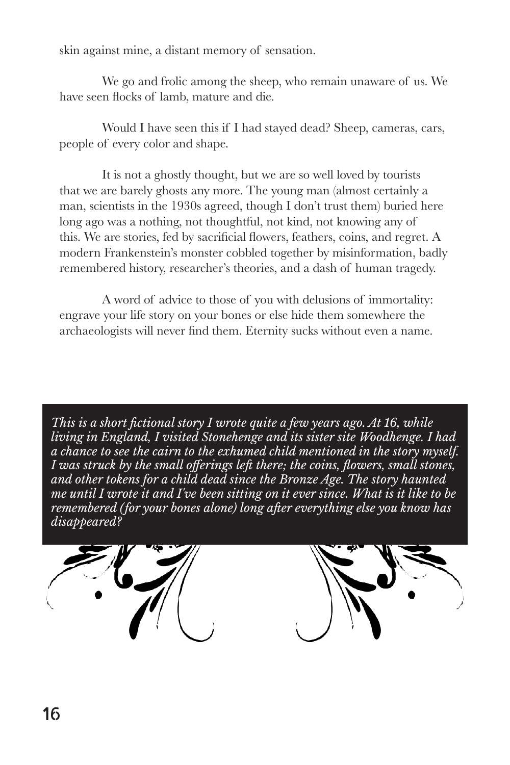skin against mine, a distant memory of sensation.

We go and frolic among the sheep, who remain unaware of us. We have seen flocks of lamb, mature and die.

Would I have seen this if I had stayed dead? Sheep, cameras, cars, people of every color and shape.

It is not a ghostly thought, but we are so well loved by tourists that we are barely ghosts any more. The young man (almost certainly a man, scientists in the 1930s agreed, though I don't trust them) buried here long ago was a nothing, not thoughtful, not kind, not knowing any of this. We are stories, fed by sacrificial flowers, feathers, coins, and regret. A modern Frankenstein's monster cobbled together by misinformation, badly remembered history, researcher's theories, and a dash of human tragedy.

A word of advice to those of you with delusions of immortality: engrave your life story on your bones or else hide them somewhere the archaeologists will never find them. Eternity sucks without even a name.

*This is a short fictional story I wrote quite a few years ago. At 16, while living in England, I visited Stonehenge and its sister site Woodhenge. I had a chance to see the cairn to the exhumed child mentioned in the story myself. I was struck by the small offerings left there; the coins, flowers, small stones, and other tokens for a child dead since the Bronze Age. The story haunted me until I wrote it and I've been sitting on it ever since. What is it like to be remembered (for your bones alone) long after everything else you know has disappeared?*